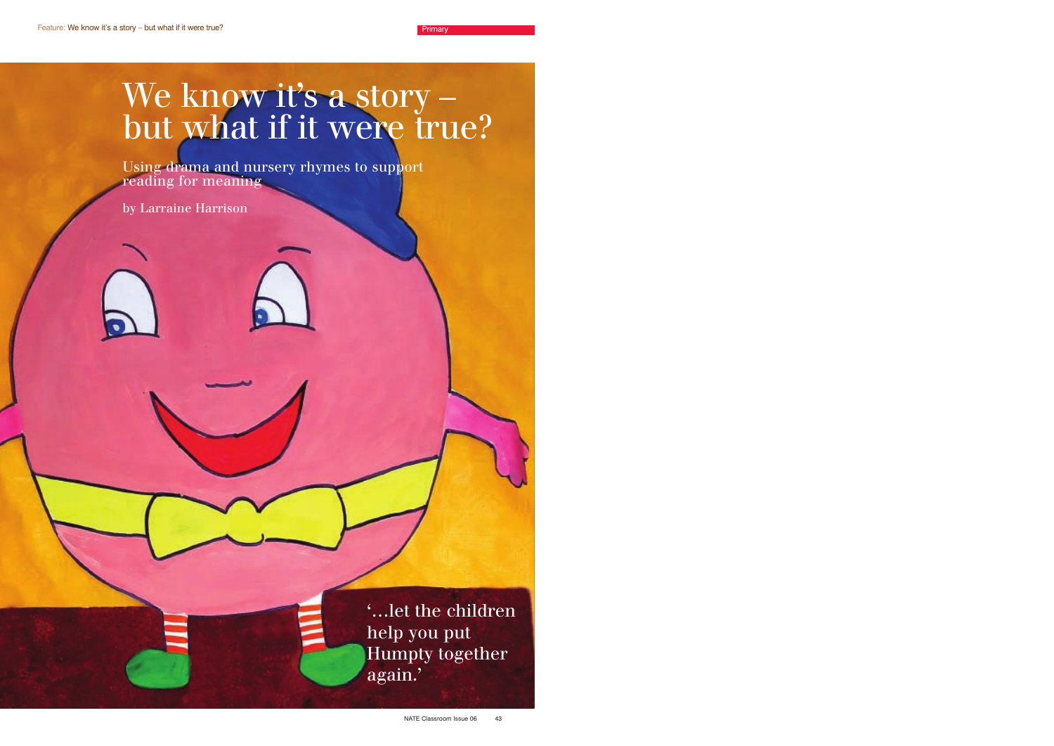# We know it's a story – but what if it were true?

## Using drama and nursery rhymes to support reading for meaning

by Larraine Harrison

'…let the children help you put Humpty together again.'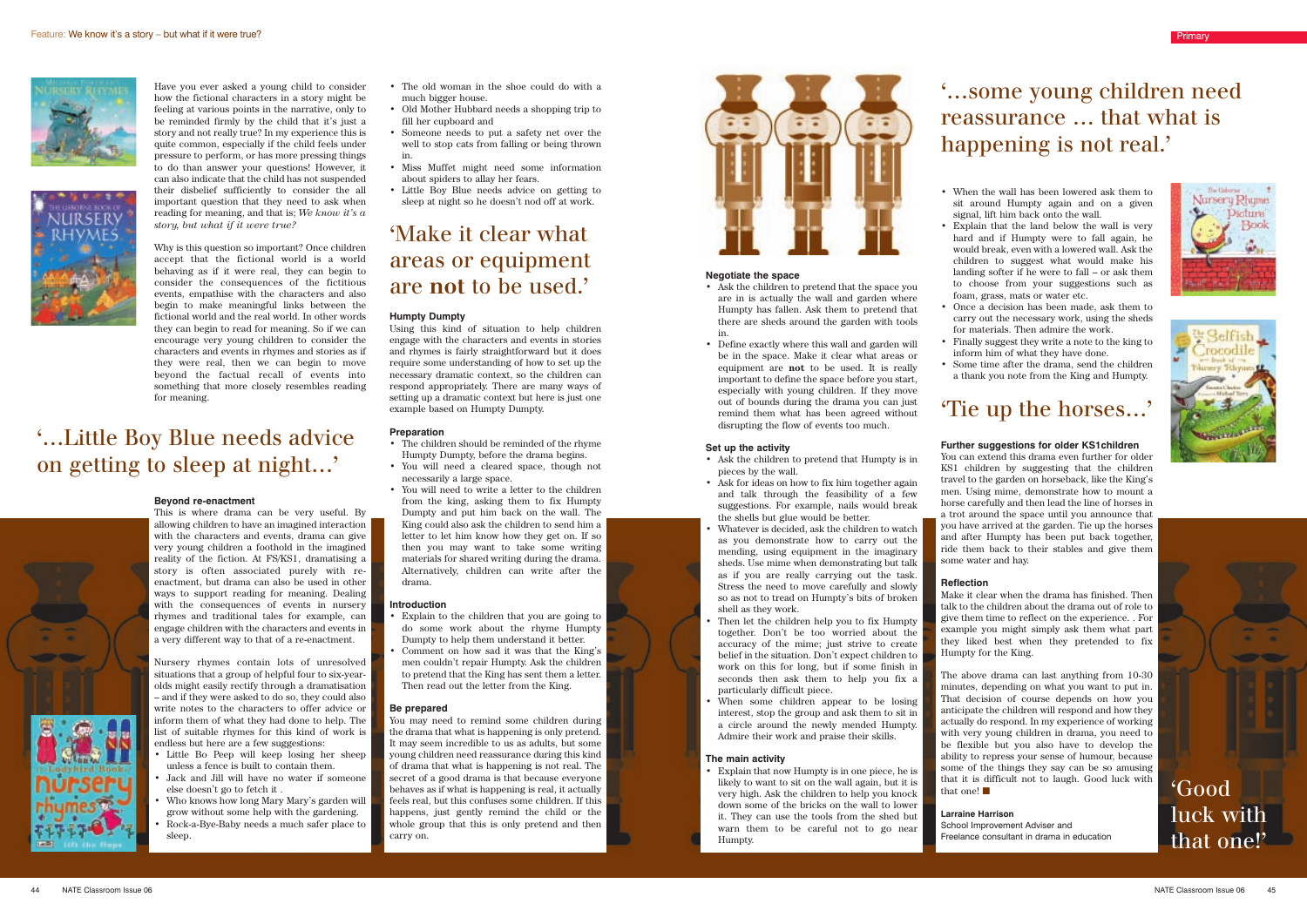Have you ever asked a young child to consider how the fictional characters in a story might be feeling at various points in the narrative, only to be reminded firmly by the child that it's just a story and not really true? In my experience this is quite common, especially if the child feels under pressure to perform, or has more pressing things to do than answer your questions! However, it can also indicate that the child has not suspended their disbelief sufficiently to consider the all important question that they need to ask when reading for meaning, and that is; *We know it's a story, but what if it were true?*

Why is this question so important? Once children accept that the fictional world is a world behaving as if it were real, they can begin to consider the consequences of the fictitious events, empathise with the characters and also begin to make meaningful links between the fictional world and the real world. In other words they can begin to read for meaning. So if we can encourage very young children to consider the characters and events in rhymes and stories as if they were real, then we can begin to move beyond the factual recall of events into something that more closely resembles reading for meaning.

## '...Little Boy Blue needs advice on getting to sleep at night...'

### Beyond re-enactment

This is where drama can be very useful. By allowing children to have an imagined interaction with the characters and events, drama can give very young children a foothold in the imagined reality of the fiction. At FS/KS1, dramatising a story is often associated purely with re-enactment, but drama can also be used in other ways to support reading for meaning. Dealing with the consequences of events in nursery rhymes and traditional tales for example, can engage children with the characters and events in a very different way to that of a re-enactment.

Nursery rhymes contain lots of unresolved situations that a group of helpful four to six-year-olds might easily rectify through a dramatisation – and if they were asked to do so, they could also write notes to the characters to offer advice or inform them of what they had done to help. The list of suitable rhymes for this kind of work is endless but here are a few suggestions:

- Little Bo Peep will keep losing her sheep unless a fence is built to contain them.
- Jack and Jill will have no water if someone else doesn't go to fetch it .
- Who knows how long Mary Mary's garden will grow without some help with the gardening.
- Rock-a-Bye-Baby needs a much safer place to sleep.
- The old woman in the shoe could do with a much bigger house.
- Old Mother Hubbard needs a shopping trip to fill her cupboard and
- Someone needs to put a safety net over the well to stop cats from falling or being thrown in.
- Miss Muffet might need some information about spiders to allay her fears.
- Little Boy Blue needs advice on getting to sleep at night so he doesn't nod off at work.

## 'Make it clear what areas or equipment are **not** to be used.'

### Humpty Dumpty

Using this kind of situation to help children engage with the characters and events in stories and rhymes is fairly straightforward but it does require some understanding of how to set up the necessary dramatic context, so the children can respond appropriately. There are many ways of setting up a dramatic context but here is just one example based on Humpty Dumpty.

### Preparation

- The children should be reminded of the rhyme Humpty Dumpty, before the drama begins.
- You will need a cleared space, though not necessarily a large space.
- You will need to write a letter to the children from the king, asking them to fix Humpty Dumpty and put him back on the wall. The King could also ask the children to send him a letter to let him know how they get on. If so then you may want to take some writing materials for shared writing during the drama. Alternatively, children can write after the drama.

### Introduction

- Explain to the children that you are going to do some work about the rhyme Humpty Dumpty to help them understand it better.
- Comment on how sad it was that the King's men couldn't repair Humpty. Ask the children to pretend that the King has sent them a letter. Then read out the letter from the King.

### Be prepared

You may need to remind some children during the drama that what is happening is only pretend. It may seem incredible to us as adults, but some young children need reassurance during this kind of drama that what is happening is not real. The secret of a good drama is that because everyone behaves as if what is happening is real, it actually feels real, but this confuses some children. If this happens, just gently remind the child or the whole group that this is only pretend and then carry on.

### Negotiate the space

- Ask the children to pretend that the space you are in is actually the wall and garden where Humpty has fallen. Ask them to pretend that there are sheds around the garden with tools in.
- Define exactly where this wall and garden will be in the space. Make it clear what areas or equipment are **not** to be used. It is really important to define the space before you start, especially with young children. If they move out of bounds during the drama you can just remind them what has been agreed without disrupting the flow of events too much.

### Set up the activity

- Ask the children to pretend that Humpty is in pieces by the wall.
- Ask for ideas on how to fix him together again and talk through the feasibility of a few suggestions. For example, nails would break the shells but glue would be better.
- Whatever is decided, ask the children to watch as you demonstrate how to carry out the mending, using equipment in the imaginary sheds. Use mime when demonstrating but talk as if you are really carrying out the task. Stress the need to move carefully and slowly so as not to tread on Humpty's bits of broken shell as they work.
- Then let the children help you to fix Humpty together. Don't be too worried about the accuracy of the mime; just strive to create belief in the situation. Don't expect children to work on this for long, but if some finish in seconds then ask them to help you fix a particularly difficult piece.
- When some children appear to be losing interest, stop the group and ask them to sit in a circle around the newly mended Humpty. Admire their work and praise their skills.

### The main activity

- Explain that now Humpty is in one piece, he is likely to want to sit on the wall again, but it is very high. Ask the children to help you knock down some of the bricks on the wall to lower it. They can use the tools from the shed but warn them to be careful not to go near Humpty.

## '...some young children need reassurance ... that what is happening is not real.'

- When the wall has been lowered ask them to sit around Humpty again and on a given signal, lift him back onto the wall.
- Explain that the land below the wall is very hard and if Humpty were to fall again, he would break, even with a lowered wall. Ask the children to suggest what would make his landing softer if he were to fall – or ask them to choose from your suggestions such as foam, grass, mats or water etc.
- Once a decision has been made, ask them to carry out the necessary work, using the sheds for materials. Then admire the work.
- Finally suggest they write a note to the king to inform him of what they have done.
- Some time after the drama, send the children a thank you note from the King and Humpty.

## 'Tie up the horses...'

### Further suggestions for older KS1children

You can extend this drama even further for older KS1 children by suggesting that the children travel to the garden on horseback, like the King's men. Using mime, demonstrate how to mount a horse carefully and then lead the line of horses in a trot around the space until you announce that you have arrived at the garden. Tie up the horses and after Humpty has been put back together, ride them back to their stables and give them some water and hay.

### Reflection

Make it clear when the drama has finished. Then talk to the children about the drama out of role to give them time to reflect on the experience. . For example you might simply ask them what part they liked best when they pretended to fix Humpty for the King.

The above drama can last anything from 10-30 minutes, depending on what you want to put in. That decision of course depends on how you anticipate the children will respond and how they actually do respond. In my experience of working with very young children in drama, you need to be flexible but you also have to develop the ability to repress your sense of humour, because some of the things they say can be so amusing that it is difficult not to laugh. Good luck with that one! ■

## 'Good luck with that one!'

**Larraine Harrison**
School Improvement Adviser and Freelance consultant in drama in education